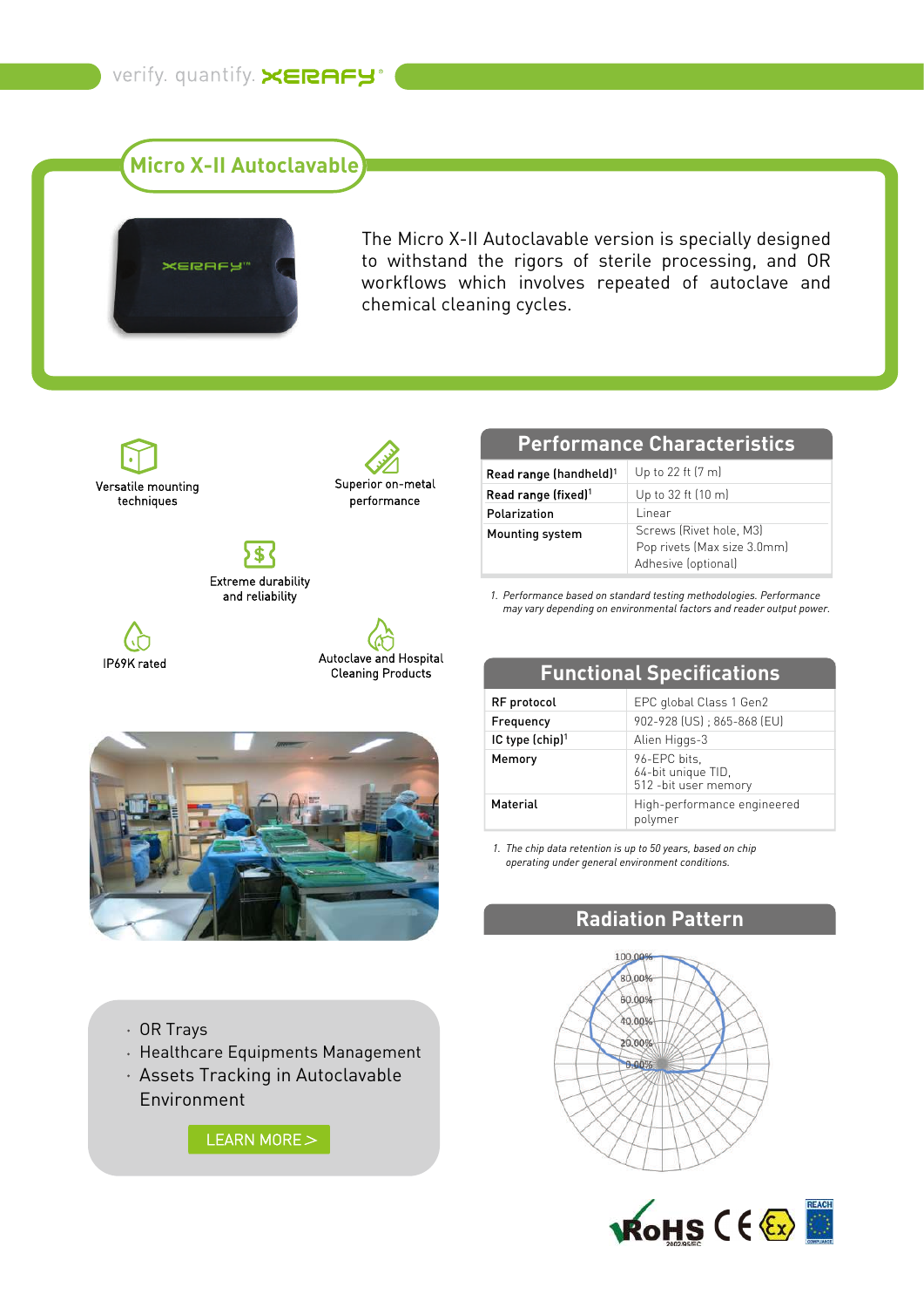verify. quantify. XERAFY

# Micro X-II Autoclavable

The Micro X-II Autoclavable version is specially designed to withstand the rigors of sterile processing, and OR workflows which involves repeated of autoclave and chemical cleaning cycles.

- Versatile mounting techniques
- Superior on-metal performance
- Extreme durability and reliability
- IP69K rated
- Autoclave and Hospital Cleaning Products

## Performance Characteristics

| | |
|---|---|
| Read range (handheld)[1] | Up to 22 ft (7 m) |
| Read range (fixed)[1] | Up to 32 ft (10 m) |
| Polarization | Linear |
| Mounting system | Screws (Rivet hole, M3)<br>Pop rivets (Max size 3.0mm)<br>Adhesive (optional) |

*1. Performance based on standard testing methodologies. Performance may vary depending on environmental factors and reader output power.*

## Functional Specifications

| | |
|---|---|
| RF protocol | EPC global Class 1 Gen2 |
| Frequency | 902-928 (US) ; 865-868 (EU) |
| IC type (chip)[1] | Alien Higgs-3 |
| Memory | 96-EPC bits,<br>64-bit unique TID,<br>512 -bit user memory |
| Material | High-performance engineered polymer |

*1. The chip data retention is up to 50 years, based on chip operating under general environment conditions.*

## Radiation Pattern

100.00%
80.00%
60.00%
40.00%
20.00%
0.00%

- OR Trays
- Healthcare Equipments Management
- Assets Tracking in Autoclavable Environment

LEARN MORE >

RoHS 2002/95/EC CE Ex REACH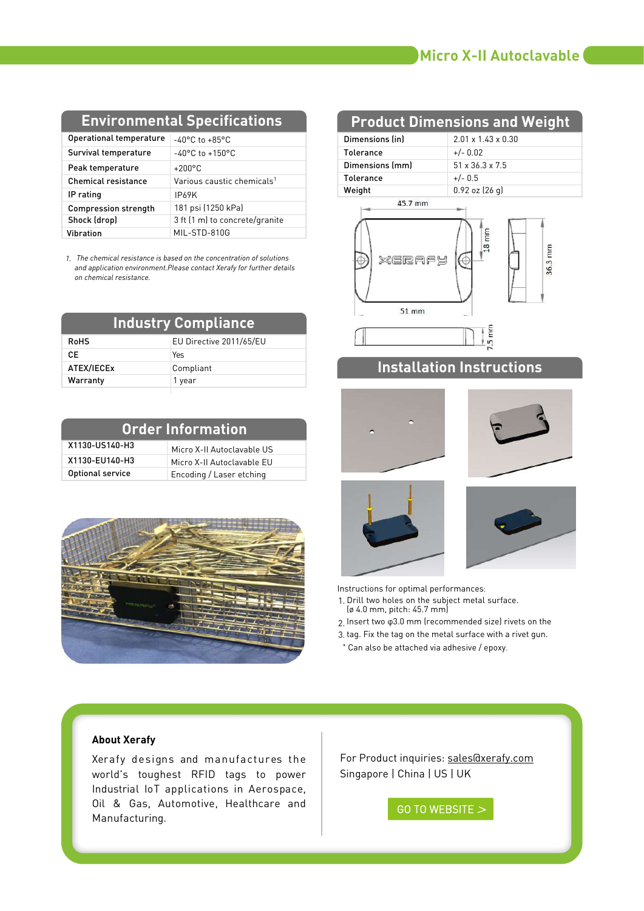## Micro X-II Autoclavable

## Environmental Specifications

| | |
|---|---|
| Operational temperature | -40°C to +85°C |
| Survival temperature | -40°C to +150°C |
| Peak temperature | +200°C |
| Chemical resistance | Various caustic chemicals[1] |
| IP rating | IP69K |
| Compression strength | 181 psi (1250 kPa) |
| Shock (drop) | 3 ft (1 m) to concrete/granite |
| Vibration | MIL-STD-810G |

1. *The chemical resistance is based on the concentration of solutions and application environment.Please contact Xerafy for further details on chemical resistance.*

## Industry Compliance

| | |
|---|---|
| RoHS | EU Directive 2011/65/EU |
| CE | Yes |
| ATEX/IECEx | Compliant |
| Warranty | 1 year |

## Order Information

| | |
|---|---|
| X1130-US140-H3 | Micro X-II Autoclavable US |
| X1130-EU140-H3 | Micro X-II Autoclavable EU |
| Optional service | Encoding / Laser etching |

## Product Dimensions and Weight

| | |
|---|---|
| Dimensions (in) | 2.01 x 1.43 x 0.30 |
| Tolerance | +/- 0.02 |
| Dimensions (mm) | 51 x 36.3 x 7.5 |
| Tolerance | +/- 0.5 |
| Weight | 0.92 oz (26 g) |

45.7 mm
18 mm
36.3 mm
51 mm
7.5 mm

## Installation Instructions

Instructions for optimal performances:

1. Drill two holes on the subject metal surface. (ø 4.0 mm, pitch: 45.7 mm)
2. Insert two φ3.0 mm (recommended size) rivets on the
3. tag. Fix the tag on the metal surface with a rivet gun.

\* Can also be attached via adhesive / epoxy.

**About Xerafy**

Xerafy designs and manufactures the world's toughest RFID tags to power Industrial IoT applications in Aerospace, Oil & Gas, Automotive, Healthcare and Manufacturing.

For Product inquiries: sales@xerafy.com
Singapore | China | US | UK

GO TO WEBSITE >